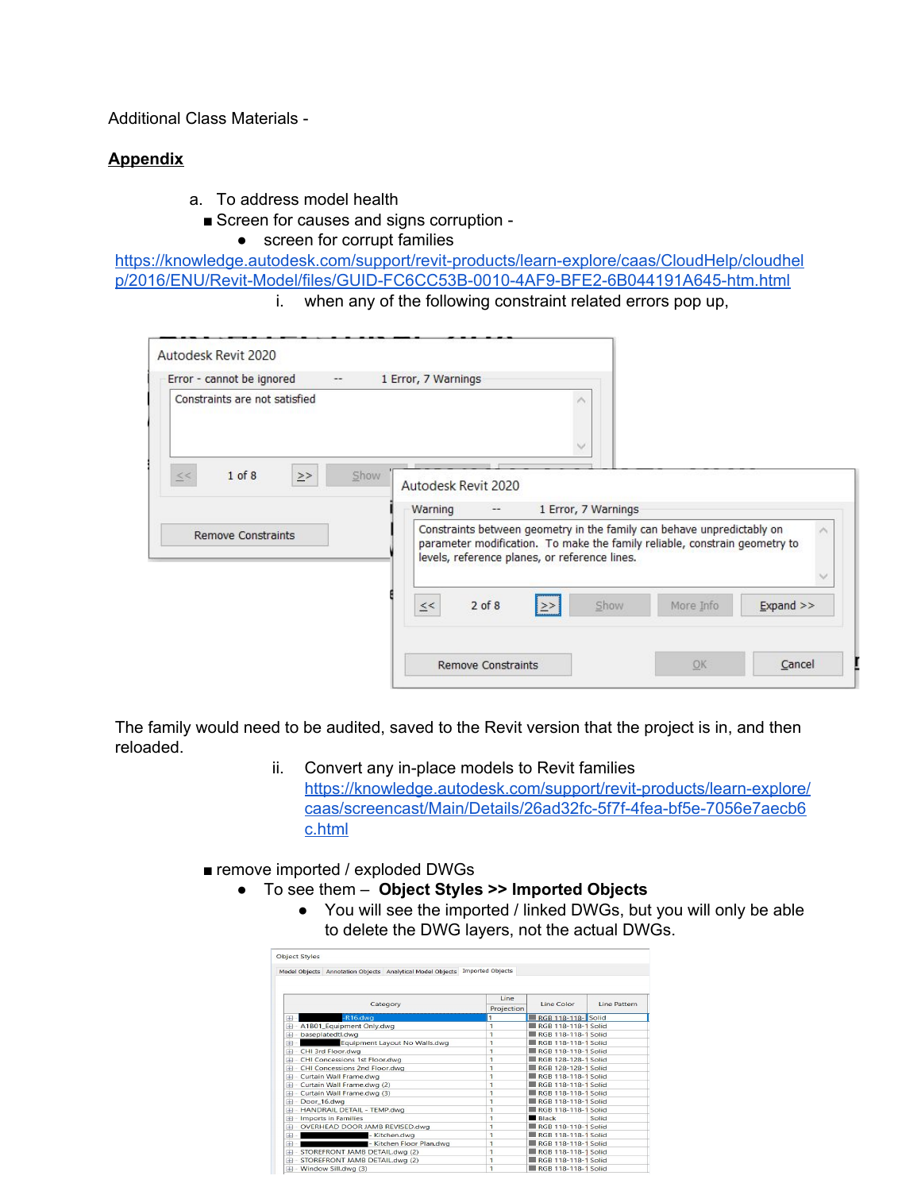Additional Class Materials -

**Appendix**

a. To address model health

- Screen for causes and signs corruption -
  - screen for corrupt families

https://knowledge.autodesk.com/support/revit-products/learn-explore/caas/CloudHelp/cloudhelp/2016/ENU/Revit-Model/files/GUID-FC6CC53B-0010-4AF9-BFE2-6B044191A645-htm.html

i. when any of the following constraint related errors pop up,

Autodesk Revit 2020

Error - cannot be ignored -- 1 Error, 7 Warnings

Constraints are not satisfied

<< 1 of 8 >> Show

Remove Constraints

Autodesk Revit 2020

Warning -- 1 Error, 7 Warnings

Constraints between geometry in the family can behave unpredictably on parameter modification. To make the family reliable, constrain geometry to levels, reference planes, or reference lines.

<< 2 of 8 >> Show More Info Expand >>

Remove Constraints OK Cancel

The family would need to be audited, saved to the Revit version that the project is in, and then reloaded.

ii. Convert any in-place models to Revit families https://knowledge.autodesk.com/support/revit-products/learn-explore/caas/screencast/Main/Details/26ad32fc-5f7f-4fea-bf5e-7056e7aecb6c.html

- remove imported / exploded DWGs
  - To see them – **Object Styles >> Imported Objects**
    - You will see the imported / linked DWGs, but you will only be able to delete the DWG layers, not the actual DWGs.

Object Styles

Model Objects | Annotation Objects | Analytical Model Objects | Imported Objects

| Category | Line Weight Projection | Line Color | Line Pattern |
| --- | --- | --- | --- |
| ████-R16.dwg | 1 | RGB 118-118-118 | Solid |
| A1B01_Equipment Only.dwg | 1 | RGB 118-118-118 | Solid |
| baseplatedtl.dwg | 1 | RGB 118-118-118 | Solid |
| ████ Equipment Layout No Walls.dwg | 1 | RGB 118-118-118 | Solid |
| CHI 3rd Floor.dwg | 1 | RGB 118-118-118 | Solid |
| CHI Concessions 1st Floor.dwg | 1 | RGB 128-128-128 | Solid |
| CHI Concessions 2nd Floor.dwg | 1 | RGB 128-128-128 | Solid |
| Curtain Wall Frame.dwg | 1 | RGB 118-118-118 | Solid |
| Curtain Wall Frame.dwg (2) | 1 | RGB 118-118-118 | Solid |
| Curtain Wall Frame.dwg (3) | 1 | RGB 118-118-118 | Solid |
| Door_16.dwg | 1 | RGB 118-118-118 | Solid |
| HANDRAIL DETAIL - TEMP.dwg | 1 | RGB 118-118-118 | Solid |
| Imports in Families | 1 | Black | Solid |
| OVERHEAD DOOR JAMB REVISED.dwg | 1 | RGB 118-118-118 | Solid |
| ████ - Kitchen.dwg | 1 | RGB 118-118-118 | Solid |
| ████ - Kitchen Floor Plan.dwg | 1 | RGB 118-118-118 | Solid |
| STOREFRONT JAMB DETAIL.dwg (2) | 1 | RGB 118-118-118 | Solid |
| STOREFRONT JAMB DETAIL.dwg (2) | 1 | RGB 118-118-118 | Solid |
| Window Sill.dwg (3) | 1 | RGB 118-118-118 | Solid |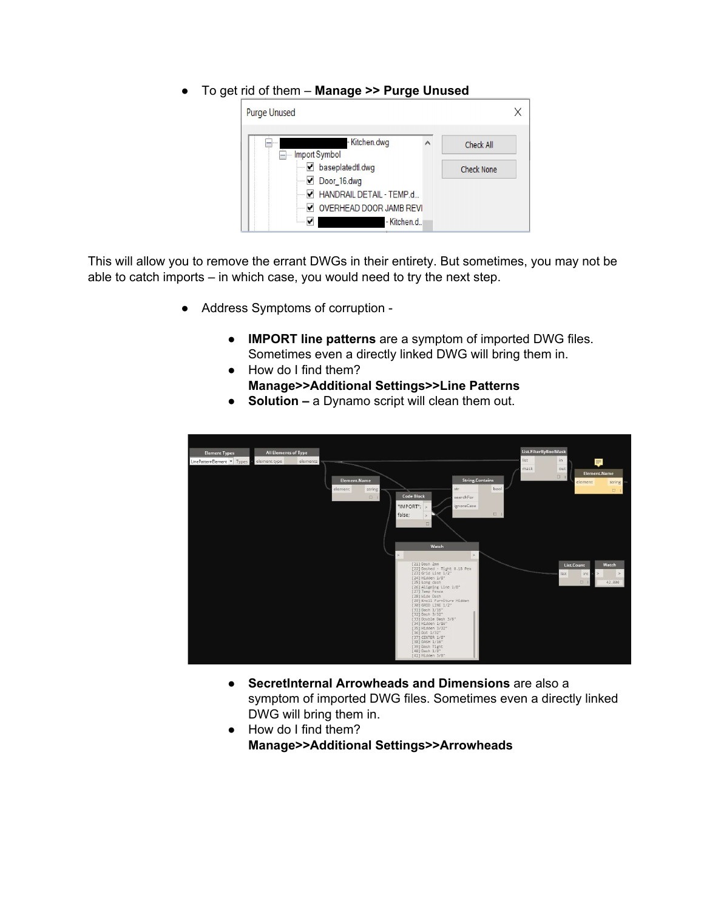- To get rid of them – **Manage >> Purge Unused**

This will allow you to remove the errant DWGs in their entirety. But sometimes, you may not be able to catch imports – in which case, you would need to try the next step.

- Address Symptoms of corruption -
    - **IMPORT line patterns** are a symptom of imported DWG files. Sometimes even a directly linked DWG will bring them in.
    - How do I find them?  
      **Manage>>Additional Settings>>Line Patterns**
    - **Solution –** a Dynamo script will clean them out.

- 
    - **SecretInternal Arrowheads and Dimensions** are also a symptom of imported DWG files. Sometimes even a directly linked DWG will bring them in.
    - How do I find them?  
      **Manage>>Additional Settings>>Arrowheads**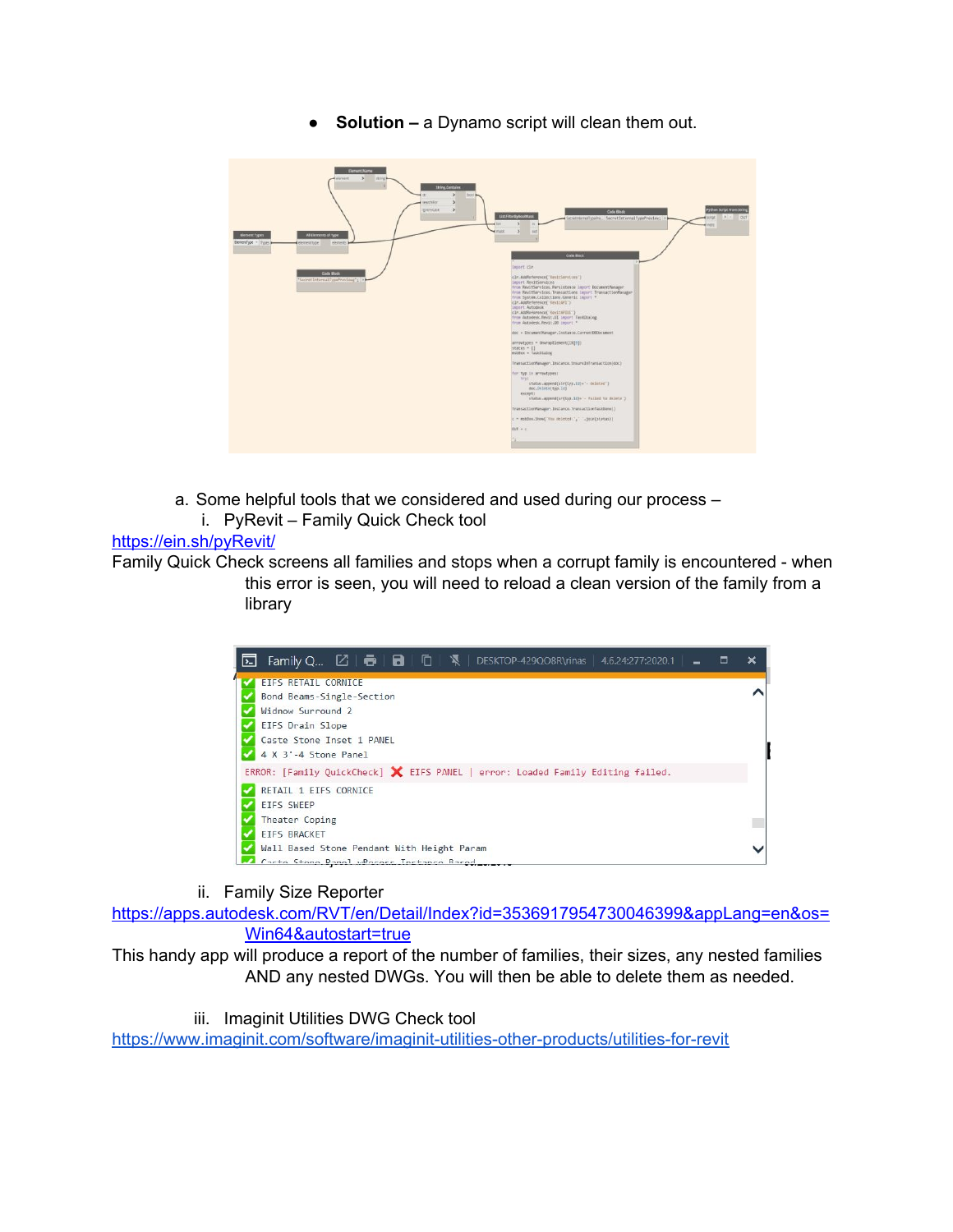- **Solution –** a Dynamo script will clean them out.

a. Some helpful tools that we considered and used during our process –

i. PyRevit – Family Quick Check tool

https://ein.sh/pyRevit/

Family Quick Check screens all families and stops when a corrupt family is encountered - when this error is seen, you will need to reload a clean version of the family from a library

ii. Family Size Reporter

https://apps.autodesk.com/RVT/en/Detail/Index?id=3536917954730046399&appLang=en&os=Win64&autostart=true

This handy app will produce a report of the number of families, their sizes, any nested families AND any nested DWGs. You will then be able to delete them as needed.

iii. Imaginit Utilities DWG Check tool

https://www.imaginit.com/software/imaginit-utilities-other-products/utilities-for-revit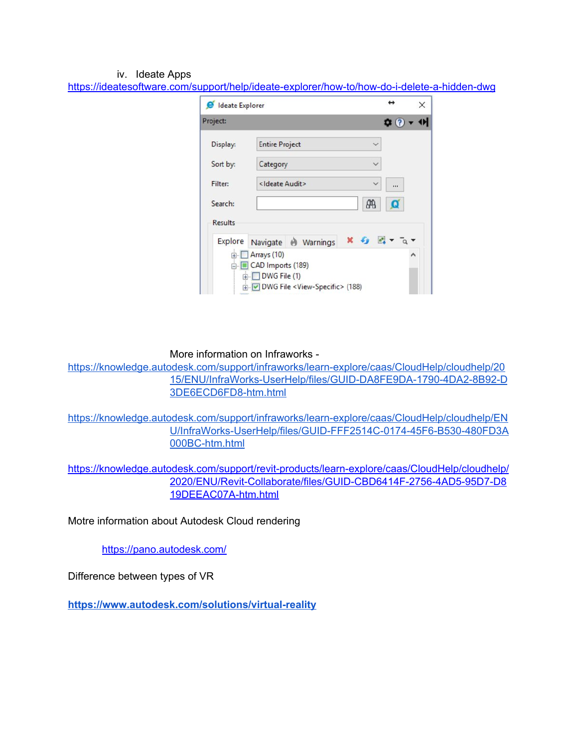iv. Ideate Apps

https://ideatesoftware.com/support/help/ideate-explorer/how-to/how-do-i-delete-a-hidden-dwg

More information on Infraworks -

https://knowledge.autodesk.com/support/infraworks/learn-explore/caas/CloudHelp/cloudhelp/2015/ENU/InfraWorks-UserHelp/files/GUID-DA8FE9DA-1790-4DA2-8B92-D3DE6ECD6FD8-htm.html

https://knowledge.autodesk.com/support/infraworks/learn-explore/caas/CloudHelp/cloudhelp/ENU/InfraWorks-UserHelp/files/GUID-FFF2514C-0174-45F6-B530-480FD3A000BC-htm.html

https://knowledge.autodesk.com/support/revit-products/learn-explore/caas/CloudHelp/cloudhelp/2020/ENU/Revit-Collaborate/files/GUID-CBD6414F-2756-4AD5-95D7-D819DEEAC07A-htm.html

Motre information about Autodesk Cloud rendering

https://pano.autodesk.com/

Difference between types of VR

**https://www.autodesk.com/solutions/virtual-reality**